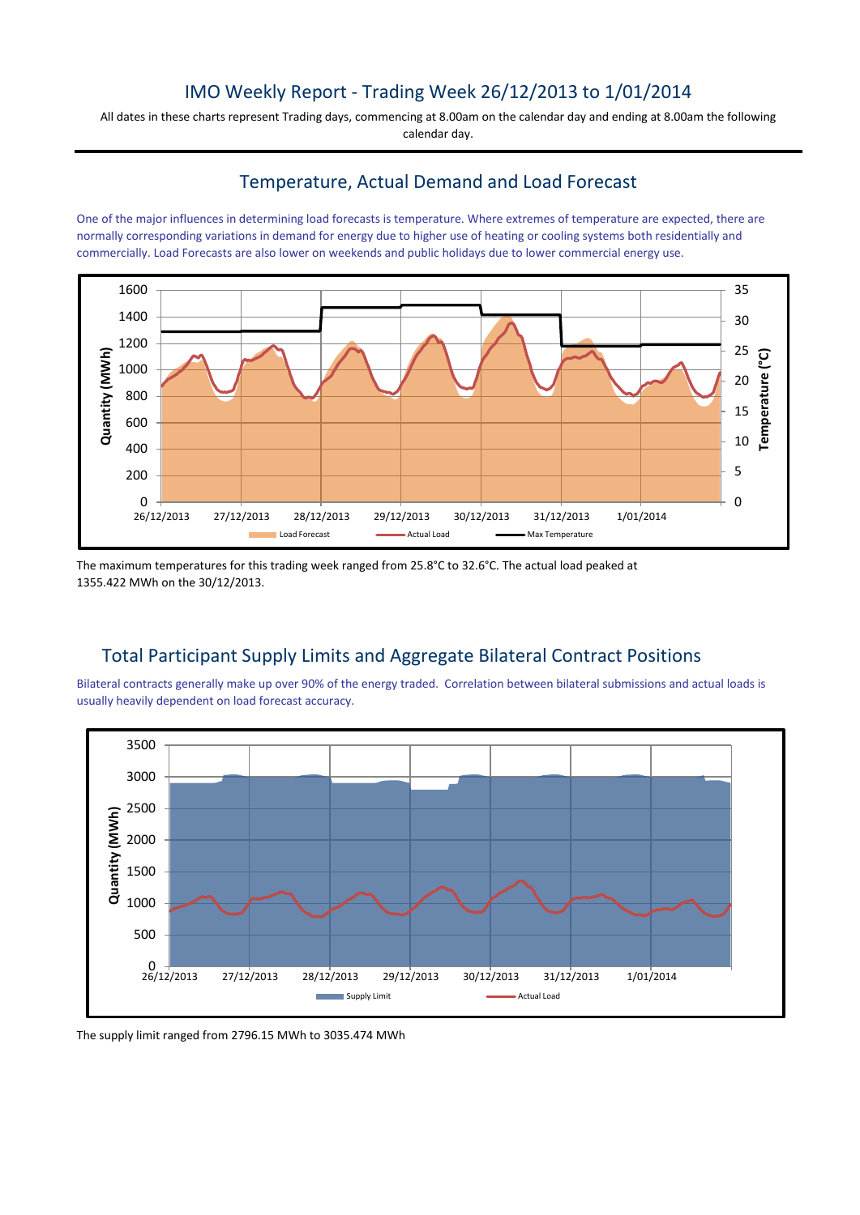# IMO Weekly Report - Trading Week 26/12/2013 to 1/01/2014

All dates in these charts represent Trading days, commencing at 8.00am on the calendar day and ending at 8.00am the following calendar day.

## Temperature, Actual Demand and Load Forecast

One of the major influences in determining load forecasts is temperature. Where extremes of temperature are expected, there are normally corresponding variations in demand for energy due to higher use of heating or cooling systems both residentially and commercially. Load Forecasts are also lower on weekends and public holidays due to lower commercial energy use.

The maximum temperatures for this trading week ranged from 25.8°C to 32.6°C. The actual load peaked at 1355.422 MWh on the 30/12/2013.

## Total Participant Supply Limits and Aggregate Bilateral Contract Positions

Bilateral contracts generally make up over 90% of the energy traded. Correlation between bilateral submissions and actual loads is usually heavily dependent on load forecast accuracy.

The supply limit ranged from 2796.15 MWh to 3035.474 MWh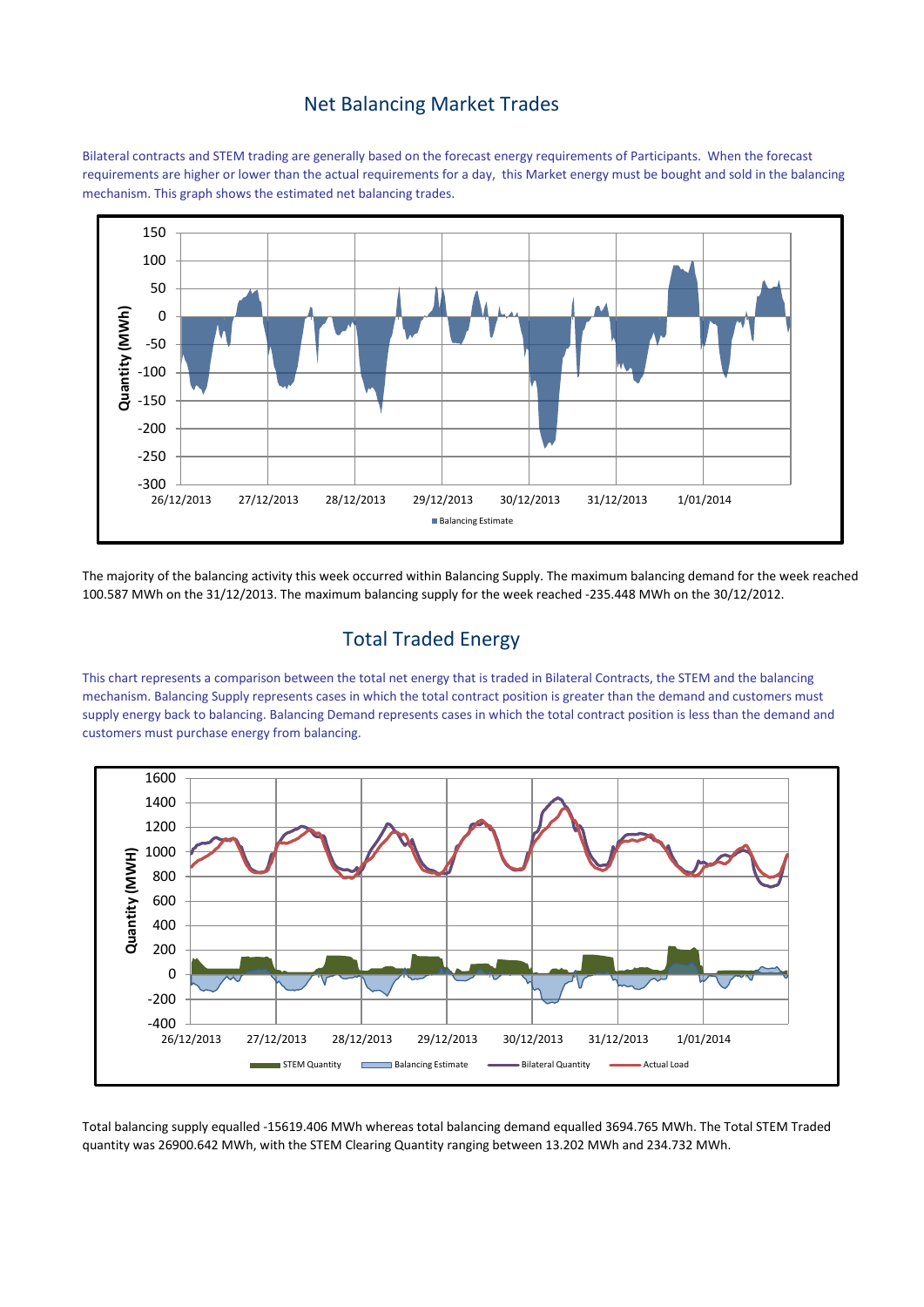## Net Balancing Market Trades

Bilateral contracts and STEM trading are generally based on the forecast energy requirements of Participants. When the forecast requirements are higher or lower than the actual requirements for a day, this Market energy must be bought and sold in the balancing mechanism. This graph shows the estimated net balancing trades.

The majority of the balancing activity this week occurred within Balancing Supply. The maximum balancing demand for the week reached 100.587 MWh on the 31/12/2013. The maximum balancing supply for the week reached -235.448 MWh on the 30/12/2012.

## Total Traded Energy

This chart represents a comparison between the total net energy that is traded in Bilateral Contracts, the STEM and the balancing mechanism. Balancing Supply represents cases in which the total contract position is greater than the demand and customers must supply energy back to balancing. Balancing Demand represents cases in which the total contract position is less than the demand and customers must purchase energy from balancing.

Total balancing supply equalled -15619.406 MWh whereas total balancing demand equalled 3694.765 MWh. The Total STEM Traded quantity was 26900.642 MWh, with the STEM Clearing Quantity ranging between 13.202 MWh and 234.732 MWh.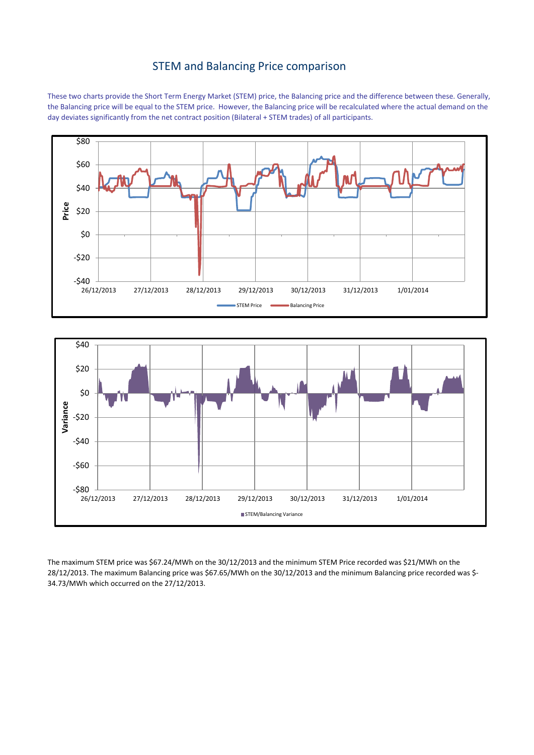# STEM and Balancing Price comparison

These two charts provide the Short Term Energy Market (STEM) price, the Balancing price and the difference between these. Generally, the Balancing price will be equal to the STEM price. However, the Balancing price will be recalculated where the actual demand on the day deviates significantly from the net contract position (Bilateral + STEM trades) of all participants.

Price

$80
$60
$40
$20
$0
-$20
-$40

26/12/2013
27/12/2013
28/12/2013
29/12/2013
30/12/2013
31/12/2013
1/01/2014

STEM Price
Balancing Price

Variance

$40
$20
$0
-$20
-$40
-$60
-$80

26/12/2013
27/12/2013
28/12/2013
29/12/2013
30/12/2013
31/12/2013
1/01/2014

STEM/Balancing Variance

The maximum STEM price was $67.24/MWh on the 30/12/2013 and the minimum STEM Price recorded was $21/MWh on the 28/12/2013. The maximum Balancing price was $67.65/MWh on the 30/12/2013 and the minimum Balancing price recorded was $-34.73/MWh which occurred on the 27/12/2013.